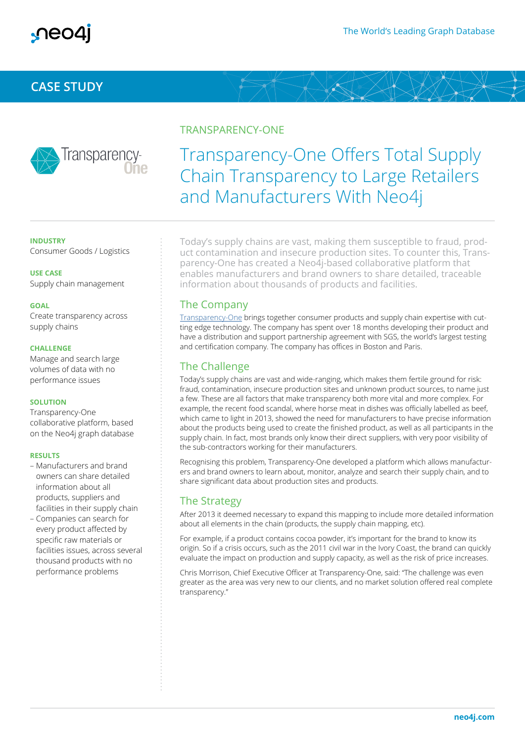# CASE STUDY

TRANSPARENCY-ONE

## Transparency-One Offers Total Supply Chain Transparency to Large Retailers and Manufacturers With Neo4j

**INDUSTRY**
Consumer Goods / Logistics

**USE CASE**
Supply chain management

**GOAL**
Create transparency across supply chains

**CHALLENGE**
Manage and search large volumes of data with no performance issues

**SOLUTION**
Transparency-One collaborative platform, based on the Neo4j graph database

**RESULTS**
- Manufacturers and brand owners can share detailed information about all products, suppliers and facilities in their supply chain
- Companies can search for every product affected by specific raw materials or facilities issues, across several thousand products with no performance problems

Today's supply chains are vast, making them susceptible to fraud, product contamination and insecure production sites. To counter this, Transparency-One has created a Neo4j-based collaborative platform that enables manufacturers and brand owners to share detailed, traceable information about thousands of products and facilities.

### The Company

Transparency-One brings together consumer products and supply chain expertise with cutting edge technology. The company has spent over 18 months developing their product and have a distribution and support partnership agreement with SGS, the world's largest testing and certification company. The company has offices in Boston and Paris.

### The Challenge

Today's supply chains are vast and wide-ranging, which makes them fertile ground for risk: fraud, contamination, insecure production sites and unknown product sources, to name just a few. These are all factors that make transparency both more vital and more complex. For example, the recent food scandal, where horse meat in dishes was officially labelled as beef, which came to light in 2013, showed the need for manufacturers to have precise information about the products being used to create the finished product, as well as all participants in the supply chain. In fact, most brands only know their direct suppliers, with very poor visibility of the sub-contractors working for their manufacturers.

Recognising this problem, Transparency-One developed a platform which allows manufacturers and brand owners to learn about, monitor, analyze and search their supply chain, and to share significant data about production sites and products.

### The Strategy

After 2013 it deemed necessary to expand this mapping to include more detailed information about all elements in the chain (products, the supply chain mapping, etc).

For example, if a product contains cocoa powder, it's important for the brand to know its origin. So if a crisis occurs, such as the 2011 civil war in the Ivory Coast, the brand can quickly evaluate the impact on production and supply capacity, as well as the risk of price increases.

Chris Morrison, Chief Executive Officer at Transparency-One, said: "The challenge was even greater as the area was very new to our clients, and no market solution offered real complete transparency."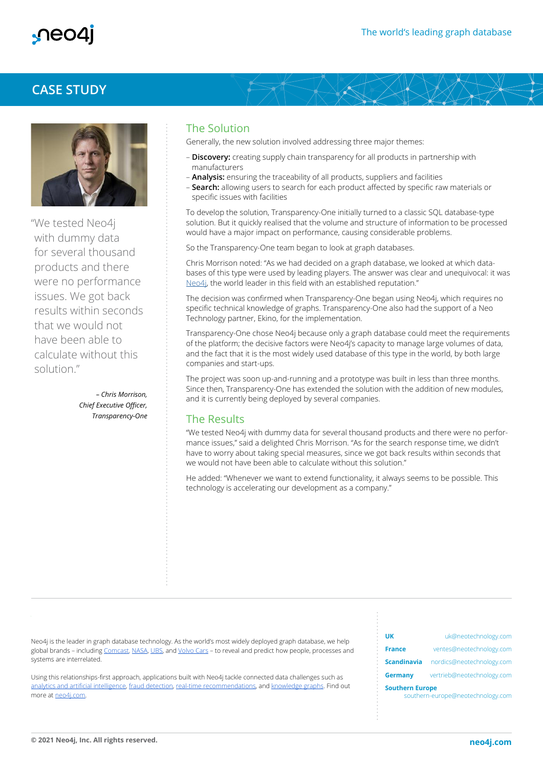# CASE STUDY

"We tested Neo4j with dummy data for several thousand products and there were no performance issues. We got back results within seconds that we would not have been able to calculate without this solution."

*– Chris Morrison, Chief Executive Officer, Transparency-One*

## The Solution

Generally, the new solution involved addressing three major themes:

- **Discovery:** creating supply chain transparency for all products in partnership with manufacturers
- **Analysis:** ensuring the traceability of all products, suppliers and facilities
- **Search:** allowing users to search for each product affected by specific raw materials or specific issues with facilities

To develop the solution, Transparency-One initially turned to a classic SQL database-type solution. But it quickly realised that the volume and structure of information to be processed would have a major impact on performance, causing considerable problems.

So the Transparency-One team began to look at graph databases.

Chris Morrison noted: "As we had decided on a graph database, we looked at which databases of this type were used by leading players. The answer was clear and unequivocal: it was Neo4j, the world leader in this field with an established reputation."

The decision was confirmed when Transparency-One began using Neo4j, which requires no specific technical knowledge of graphs. Transparency-One also had the support of a Neo Technology partner, Ekino, for the implementation.

Transparency-One chose Neo4j because only a graph database could meet the requirements of the platform; the decisive factors were Neo4j's capacity to manage large volumes of data, and the fact that it is the most widely used database of this type in the world, by both large companies and start-ups.

The project was soon up-and-running and a prototype was built in less than three months. Since then, Transparency-One has extended the solution with the addition of new modules, and it is currently being deployed by several companies.

## The Results

"We tested Neo4j with dummy data for several thousand products and there were no performance issues," said a delighted Chris Morrison. "As for the search response time, we didn't have to worry about taking special measures, since we got back results within seconds that we would not have been able to calculate without this solution."

He added: "Whenever we want to extend functionality, it always seems to be possible. This technology is accelerating our development as a company."

---

Neo4j is the leader in graph database technology. As the world's most widely deployed graph database, we help global brands – including Comcast, NASA, UBS, and Volvo Cars – to reveal and predict how people, processes and systems are interrelated.

Using this relationships-first approach, applications built with Neo4j tackle connected data challenges such as analytics and artificial intelligence, fraud detection, real-time recommendations, and knowledge graphs. Find out more at neo4j.com.

| | |
|---|---|
| **UK** | uk@neotechnology.com |
| **France** | ventes@neotechnology.com |
| **Scandinavia** | nordics@neotechnology.com |
| **Germany** | vertrieb@neotechnology.com |
| **Southern Europe** | southern-europe@neotechnology.com |

**© 2021 Neo4j, Inc. All rights reserved.**

**neo4j.com**